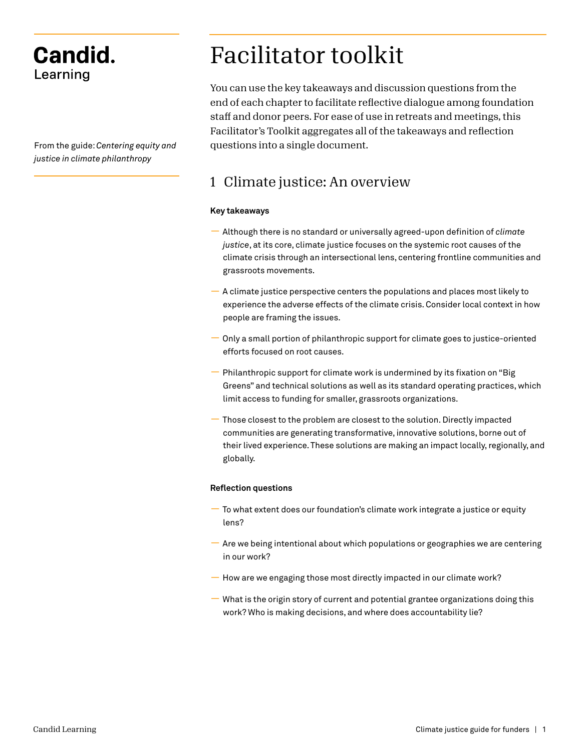**Candid.**
Learning

From the guide: *Centering equity and justice in climate philanthropy*

# Facilitator toolkit

You can use the key takeaways and discussion questions from the end of each chapter to facilitate reflective dialogue among foundation staff and donor peers. For ease of use in retreats and meetings, this Facilitator's Toolkit aggregates all of the takeaways and reflection questions into a single document.

## 1 Climate justice: An overview

**Key takeaways**

- Although there is no standard or universally agreed-upon definition of *climate justice*, at its core, climate justice focuses on the systemic root causes of the climate crisis through an intersectional lens, centering frontline communities and grassroots movements.
- A climate justice perspective centers the populations and places most likely to experience the adverse effects of the climate crisis. Consider local context in how people are framing the issues.
- Only a small portion of philanthropic support for climate goes to justice-oriented efforts focused on root causes.
- Philanthropic support for climate work is undermined by its fixation on "Big Greens" and technical solutions as well as its standard operating practices, which limit access to funding for smaller, grassroots organizations.
- Those closest to the problem are closest to the solution. Directly impacted communities are generating transformative, innovative solutions, borne out of their lived experience. These solutions are making an impact locally, regionally, and globally.

**Reflection questions**

- To what extent does our foundation's climate work integrate a justice or equity lens?
- Are we being intentional about which populations or geographies we are centering in our work?
- How are we engaging those most directly impacted in our climate work?
- What is the origin story of current and potential grantee organizations doing this work? Who is making decisions, and where does accountability lie?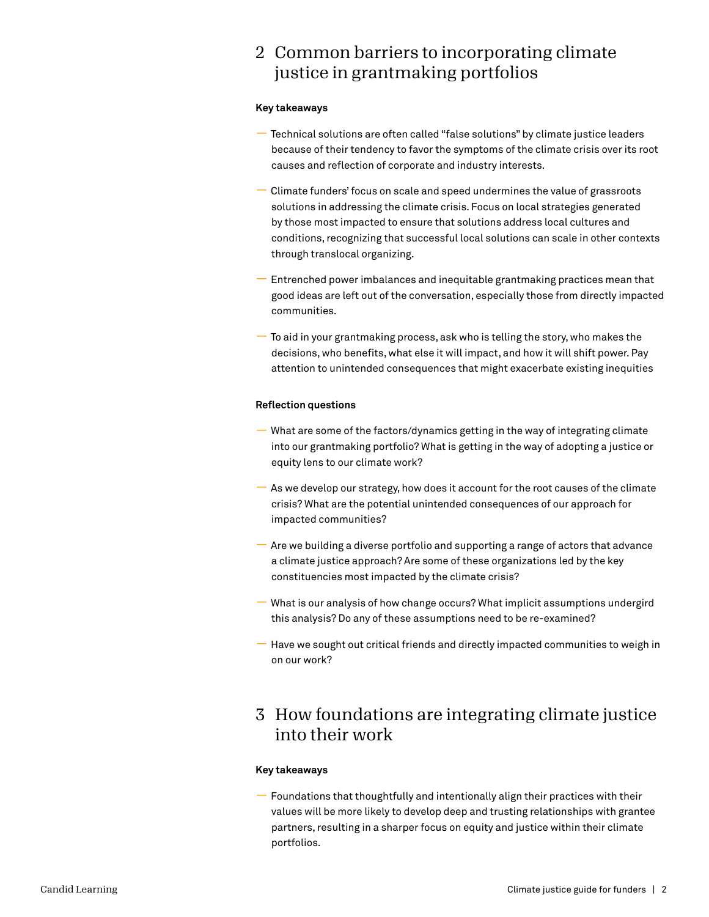## 2 Common barriers to incorporating climate justice in grantmaking portfolios

**Key takeaways**

- Technical solutions are often called "false solutions" by climate justice leaders because of their tendency to favor the symptoms of the climate crisis over its root causes and reflection of corporate and industry interests.
- Climate funders' focus on scale and speed undermines the value of grassroots solutions in addressing the climate crisis. Focus on local strategies generated by those most impacted to ensure that solutions address local cultures and conditions, recognizing that successful local solutions can scale in other contexts through translocal organizing.
- Entrenched power imbalances and inequitable grantmaking practices mean that good ideas are left out of the conversation, especially those from directly impacted communities.
- To aid in your grantmaking process, ask who is telling the story, who makes the decisions, who benefits, what else it will impact, and how it will shift power. Pay attention to unintended consequences that might exacerbate existing inequities

**Reflection questions**

- What are some of the factors/dynamics getting in the way of integrating climate into our grantmaking portfolio? What is getting in the way of adopting a justice or equity lens to our climate work?
- As we develop our strategy, how does it account for the root causes of the climate crisis? What are the potential unintended consequences of our approach for impacted communities?
- Are we building a diverse portfolio and supporting a range of actors that advance a climate justice approach? Are some of these organizations led by the key constituencies most impacted by the climate crisis?
- What is our analysis of how change occurs? What implicit assumptions undergird this analysis? Do any of these assumptions need to be re-examined?
- Have we sought out critical friends and directly impacted communities to weigh in on our work?

## 3 How foundations are integrating climate justice into their work

**Key takeaways**

- Foundations that thoughtfully and intentionally align their practices with their values will be more likely to develop deep and trusting relationships with grantee partners, resulting in a sharper focus on equity and justice within their climate portfolios.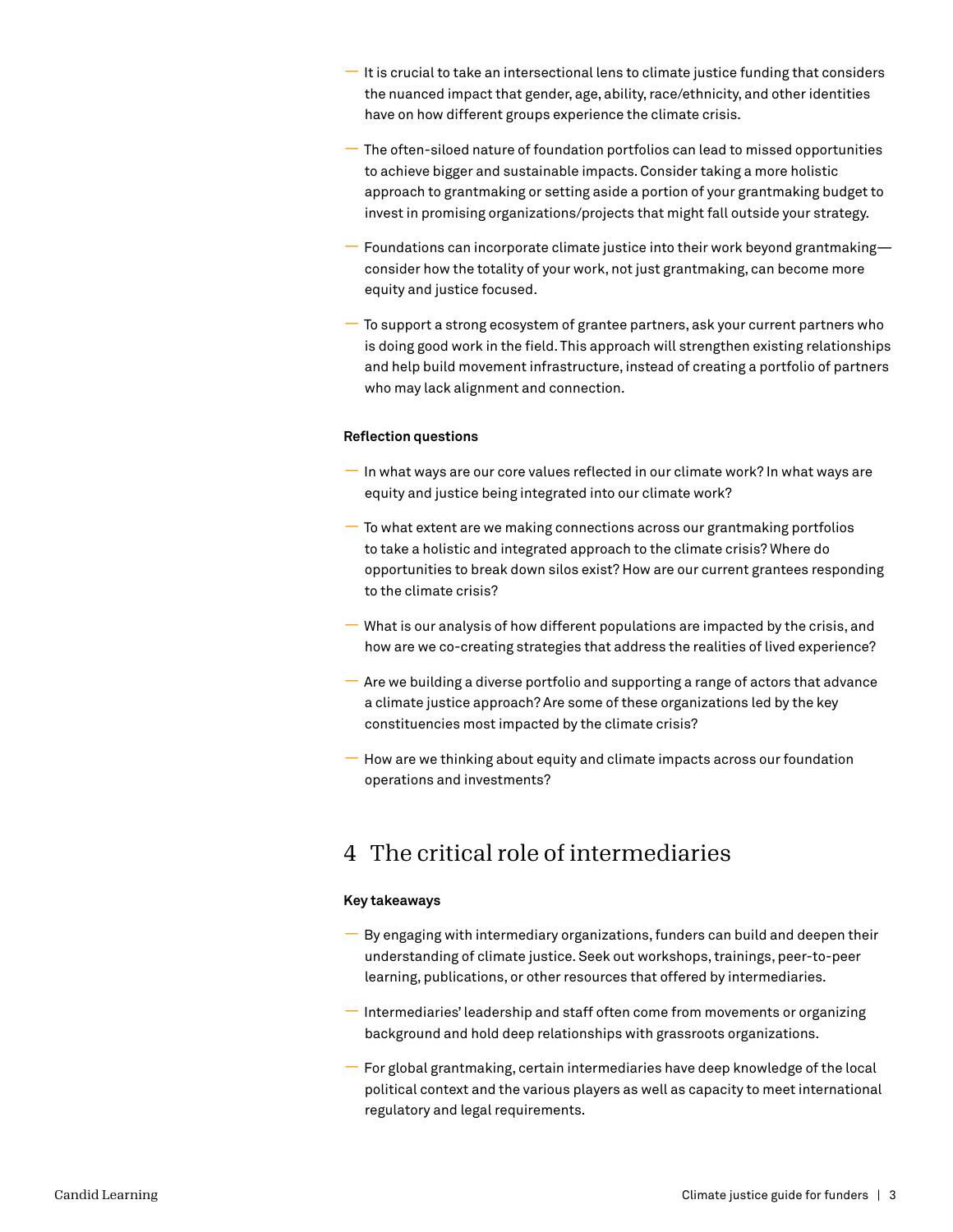- It is crucial to take an intersectional lens to climate justice funding that considers the nuanced impact that gender, age, ability, race/ethnicity, and other identities have on how different groups experience the climate crisis.
- The often-siloed nature of foundation portfolios can lead to missed opportunities to achieve bigger and sustainable impacts. Consider taking a more holistic approach to grantmaking or setting aside a portion of your grantmaking budget to invest in promising organizations/projects that might fall outside your strategy.
- Foundations can incorporate climate justice into their work beyond grantmaking—consider how the totality of your work, not just grantmaking, can become more equity and justice focused.
- To support a strong ecosystem of grantee partners, ask your current partners who is doing good work in the field. This approach will strengthen existing relationships and help build movement infrastructure, instead of creating a portfolio of partners who may lack alignment and connection.

**Reflection questions**

- In what ways are our core values reflected in our climate work? In what ways are equity and justice being integrated into our climate work?
- To what extent are we making connections across our grantmaking portfolios to take a holistic and integrated approach to the climate crisis? Where do opportunities to break down silos exist? How are our current grantees responding to the climate crisis?
- What is our analysis of how different populations are impacted by the crisis, and how are we co-creating strategies that address the realities of lived experience?
- Are we building a diverse portfolio and supporting a range of actors that advance a climate justice approach? Are some of these organizations led by the key constituencies most impacted by the climate crisis?
- How are we thinking about equity and climate impacts across our foundation operations and investments?

## 4 The critical role of intermediaries

**Key takeaways**

- By engaging with intermediary organizations, funders can build and deepen their understanding of climate justice. Seek out workshops, trainings, peer-to-peer learning, publications, or other resources that offered by intermediaries.
- Intermediaries' leadership and staff often come from movements or organizing background and hold deep relationships with grassroots organizations.
- For global grantmaking, certain intermediaries have deep knowledge of the local political context and the various players as well as capacity to meet international regulatory and legal requirements.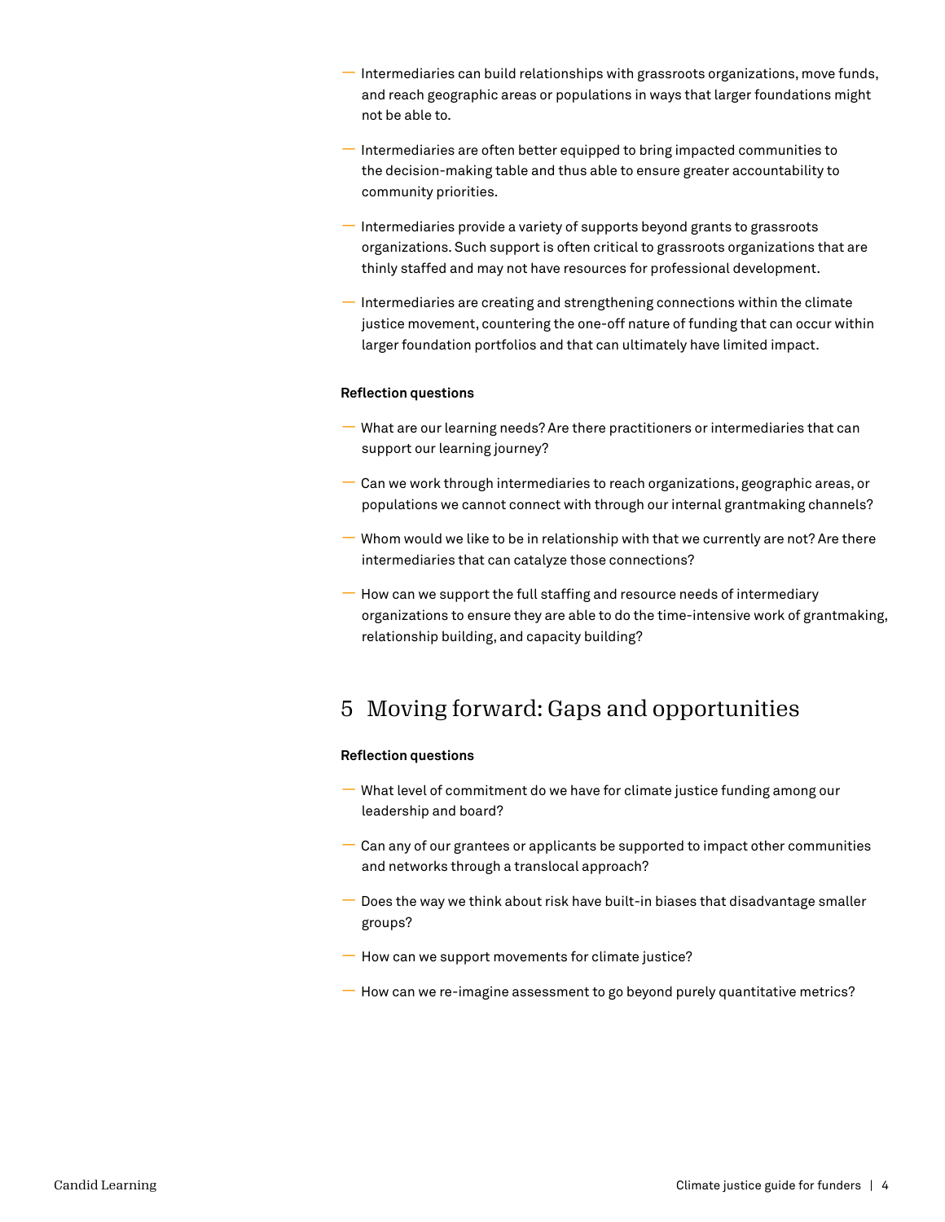- Intermediaries can build relationships with grassroots organizations, move funds, and reach geographic areas or populations in ways that larger foundations might not be able to.
- Intermediaries are often better equipped to bring impacted communities to the decision-making table and thus able to ensure greater accountability to community priorities.
- Intermediaries provide a variety of supports beyond grants to grassroots organizations. Such support is often critical to grassroots organizations that are thinly staffed and may not have resources for professional development.
- Intermediaries are creating and strengthening connections within the climate justice movement, countering the one-off nature of funding that can occur within larger foundation portfolios and that can ultimately have limited impact.

**Reflection questions**

- What are our learning needs? Are there practitioners or intermediaries that can support our learning journey?
- Can we work through intermediaries to reach organizations, geographic areas, or populations we cannot connect with through our internal grantmaking channels?
- Whom would we like to be in relationship with that we currently are not? Are there intermediaries that can catalyze those connections?
- How can we support the full staffing and resource needs of intermediary organizations to ensure they are able to do the time-intensive work of grantmaking, relationship building, and capacity building?

## 5 Moving forward: Gaps and opportunities

**Reflection questions**

- What level of commitment do we have for climate justice funding among our leadership and board?
- Can any of our grantees or applicants be supported to impact other communities and networks through a translocal approach?
- Does the way we think about risk have built-in biases that disadvantage smaller groups?
- How can we support movements for climate justice?
- How can we re-imagine assessment to go beyond purely quantitative metrics?